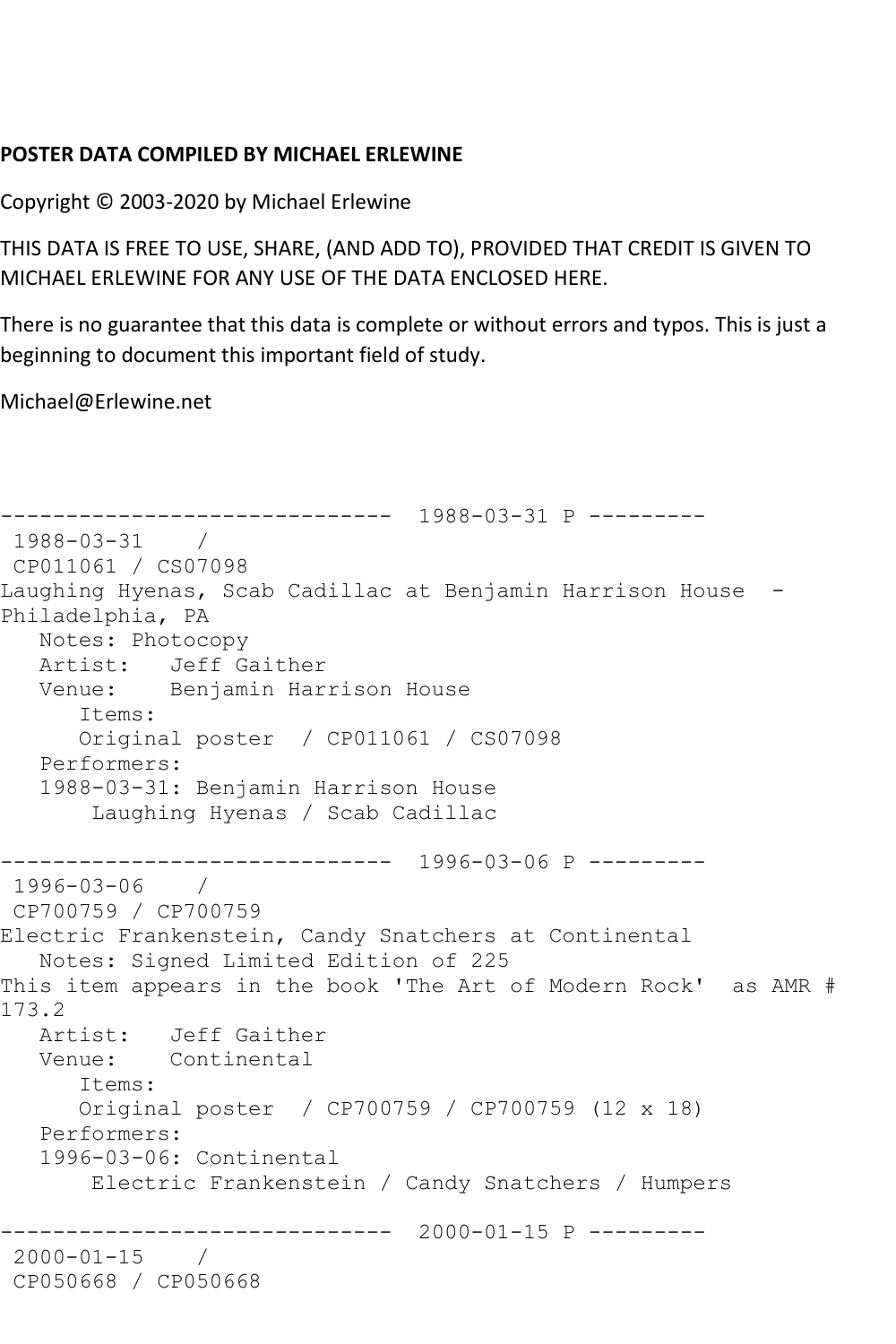**POSTER DATA COMPILED BY MICHAEL ERLEWINE**

Copyright © 2003-2020 by Michael Erlewine

THIS DATA IS FREE TO USE, SHARE, (AND ADD TO), PROVIDED THAT CREDIT IS GIVEN TO MICHAEL ERLEWINE FOR ANY USE OF THE DATA ENCLOSED HERE.

There is no guarantee that this data is complete or without errors and typos. This is just a beginning to document this important field of study.

Michael@Erlewine.net

```
------------------------------  1988-03-31 P ---------
 1988-03-31    / 
 CP011061 / CS07098
Laughing Hyenas, Scab Cadillac at Benjamin Harrison House  - 
Philadelphia, PA
   Notes: Photocopy
   Artist:   Jeff Gaither
   Venue:    Benjamin Harrison House
      Items:
      Original poster  / CP011061 / CS07098
   Performers:
   1988-03-31: Benjamin Harrison House
       Laughing Hyenas / Scab Cadillac

------------------------------  1996-03-06 P ---------
 1996-03-06    / 
 CP700759 / CP700759
Electric Frankenstein, Candy Snatchers at Continental
   Notes: Signed Limited Edition of 225
This item appears in the book 'The Art of Modern Rock'  as AMR # 
173.2
   Artist:   Jeff Gaither
   Venue:    Continental
      Items:
      Original poster  / CP700759 / CP700759 (12 x 18)
   Performers:
   1996-03-06: Continental
       Electric Frankenstein / Candy Snatchers / Humpers

------------------------------  2000-01-15 P ---------
 2000-01-15    / 
 CP050668 / CP050668
```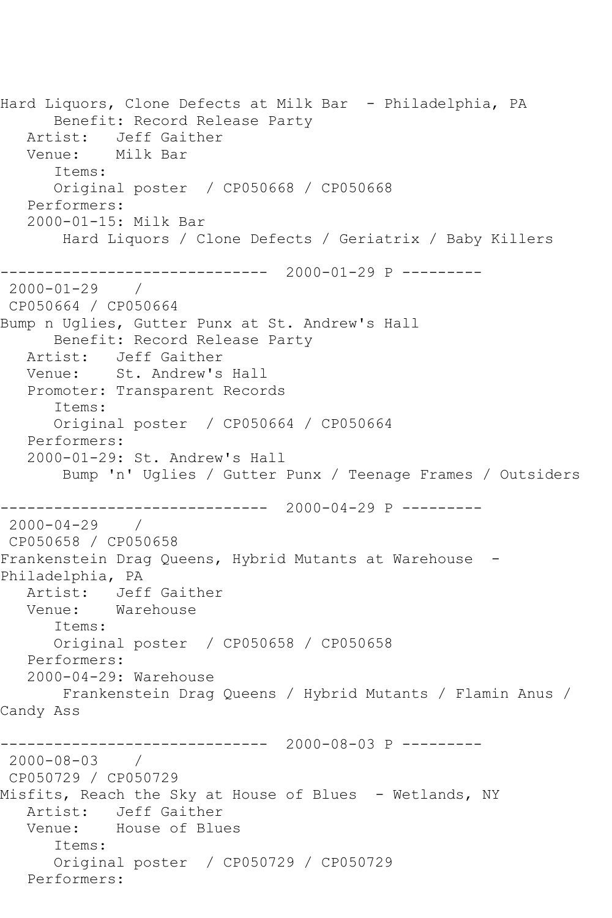Hard Liquors, Clone Defects at Milk Bar - Philadelphia, PA
      Benefit: Record Release Party
   Artist:   Jeff Gaither
   Venue:    Milk Bar
      Items:
      Original poster  / CP050668 / CP050668
   Performers:
   2000-01-15: Milk Bar
       Hard Liquors / Clone Defects / Geriatrix / Baby Killers

------------------------------  2000-01-29 P ---------
 2000-01-29    /
 CP050664 / CP050664
Bump n Uglies, Gutter Punx at St. Andrew's Hall
      Benefit: Record Release Party
   Artist:   Jeff Gaither
   Venue:    St. Andrew's Hall
   Promoter: Transparent Records
      Items:
      Original poster  / CP050664 / CP050664
   Performers:
   2000-01-29: St. Andrew's Hall
       Bump 'n' Uglies / Gutter Punx / Teenage Frames / Outsiders

------------------------------  2000-04-29 P ---------
 2000-04-29    /
 CP050658 / CP050658
Frankenstein Drag Queens, Hybrid Mutants at Warehouse  - Philadelphia, PA
   Artist:   Jeff Gaither
   Venue:    Warehouse
      Items:
      Original poster  / CP050658 / CP050658
   Performers:
   2000-04-29: Warehouse
       Frankenstein Drag Queens / Hybrid Mutants / Flamin Anus / Candy Ass

------------------------------  2000-08-03 P ---------
 2000-08-03    /
 CP050729 / CP050729
Misfits, Reach the Sky at House of Blues  - Wetlands, NY
   Artist:   Jeff Gaither
   Venue:    House of Blues
      Items:
      Original poster  / CP050729 / CP050729
   Performers: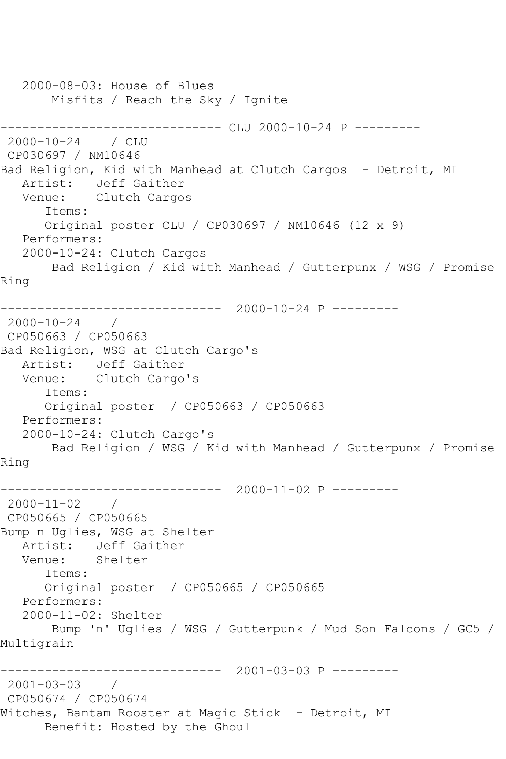2000-08-03: House of Blues
Misfits / Reach the Sky / Ignite

------------------------------ CLU 2000-10-24 P ---------

2000-10-24 / CLU
CP030697 / NM10646
Bad Religion, Kid with Manhead at Clutch Cargos - Detroit, MI
Artist: Jeff Gaither
Venue: Clutch Cargos
Items:
Original poster CLU / CP030697 / NM10646 (12 x 9)
Performers:
2000-10-24: Clutch Cargos
Bad Religion / Kid with Manhead / Gutterpunx / WSG / Promise Ring

------------------------------ 2000-10-24 P ---------

2000-10-24 /
CP050663 / CP050663
Bad Religion, WSG at Clutch Cargo's
Artist: Jeff Gaither
Venue: Clutch Cargo's
Items:
Original poster / CP050663 / CP050663
Performers:
2000-10-24: Clutch Cargo's
Bad Religion / WSG / Kid with Manhead / Gutterpunx / Promise Ring

------------------------------ 2000-11-02 P ---------

2000-11-02 /
CP050665 / CP050665
Bump n Uglies, WSG at Shelter
Artist: Jeff Gaither
Venue: Shelter
Items:
Original poster / CP050665 / CP050665
Performers:
2000-11-02: Shelter
Bump 'n' Uglies / WSG / Gutterpunk / Mud Son Falcons / GC5 / Multigrain

------------------------------ 2001-03-03 P ---------

2001-03-03 /
CP050674 / CP050674
Witches, Bantam Rooster at Magic Stick - Detroit, MI
Benefit: Hosted by the Ghoul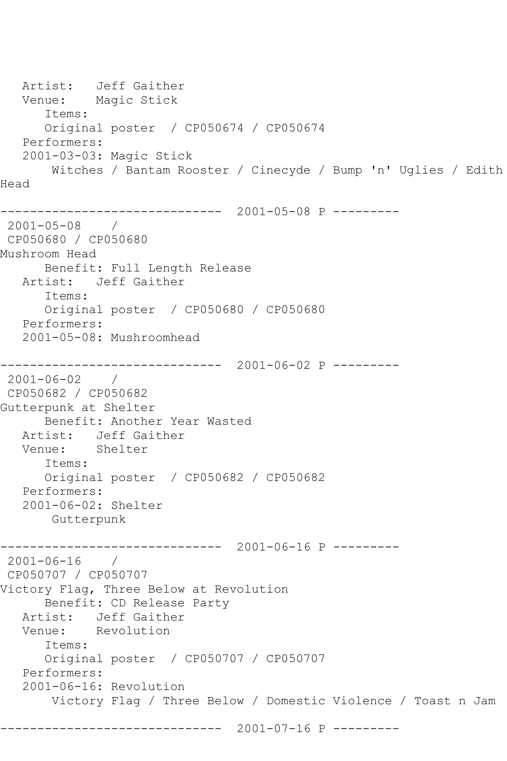Artist: Jeff Gaither
Venue: Magic Stick
Items:
Original poster / CP050674 / CP050674
Performers:
2001-03-03: Magic Stick
Witches / Bantam Rooster / Cinecyde / Bump 'n' Uglies / Edith Head

------------------------------ 2001-05-08 P ---------

2001-05-08 /
CP050680 / CP050680
Mushroom Head
Benefit: Full Length Release
Artist: Jeff Gaither
Items:
Original poster / CP050680 / CP050680
Performers:
2001-05-08: Mushroomhead

------------------------------ 2001-06-02 P ---------

2001-06-02 /
CP050682 / CP050682
Gutterpunk at Shelter
Benefit: Another Year Wasted
Artist: Jeff Gaither
Venue: Shelter
Items:
Original poster / CP050682 / CP050682
Performers:
2001-06-02: Shelter
Gutterpunk

------------------------------ 2001-06-16 P ---------

2001-06-16 /
CP050707 / CP050707
Victory Flag, Three Below at Revolution
Benefit: CD Release Party
Artist: Jeff Gaither
Venue: Revolution
Items:
Original poster / CP050707 / CP050707
Performers:
2001-06-16: Revolution
Victory Flag / Three Below / Domestic Violence / Toast n Jam

------------------------------ 2001-07-16 P ---------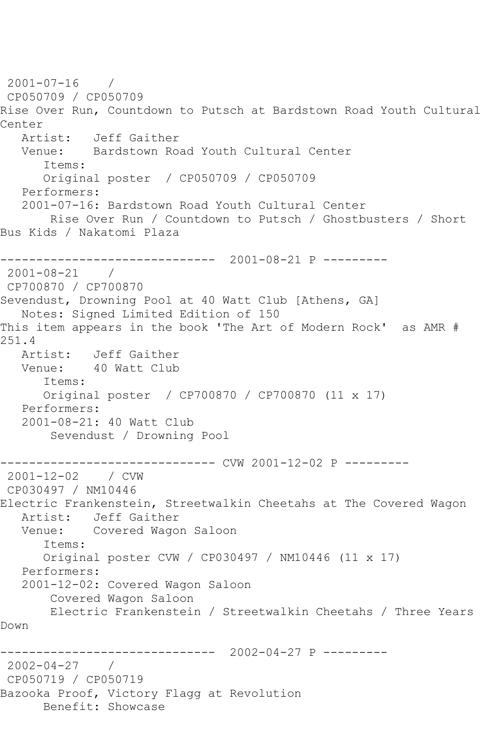2001-07-16 /
CP050709 / CP050709
Rise Over Run, Countdown to Putsch at Bardstown Road Youth Cultural Center
Artist: Jeff Gaither
Venue: Bardstown Road Youth Cultural Center
Items:
Original poster / CP050709 / CP050709
Performers:
2001-07-16: Bardstown Road Youth Cultural Center
Rise Over Run / Countdown to Putsch / Ghostbusters / Short Bus Kids / Nakatomi Plaza

------------------------------ 2001-08-21 P ---------

2001-08-21 /
CP700870 / CP700870
Sevendust, Drowning Pool at 40 Watt Club [Athens, GA]
Notes: Signed Limited Edition of 150
This item appears in the book 'The Art of Modern Rock' as AMR # 251.4
Artist: Jeff Gaither
Venue: 40 Watt Club
Items:
Original poster / CP700870 / CP700870 (11 x 17)
Performers:
2001-08-21: 40 Watt Club
Sevendust / Drowning Pool

------------------------------ CVW 2001-12-02 P ---------

2001-12-02 / CVW
CP030497 / NM10446
Electric Frankenstein, Streetwalkin Cheetahs at The Covered Wagon
Artist: Jeff Gaither
Venue: Covered Wagon Saloon
Items:
Original poster CVW / CP030497 / NM10446 (11 x 17)
Performers:
2001-12-02: Covered Wagon Saloon
Covered Wagon Saloon
Electric Frankenstein / Streetwalkin Cheetahs / Three Years Down

------------------------------ 2002-04-27 P ---------

2002-04-27 /
CP050719 / CP050719
Bazooka Proof, Victory Flagg at Revolution
Benefit: Showcase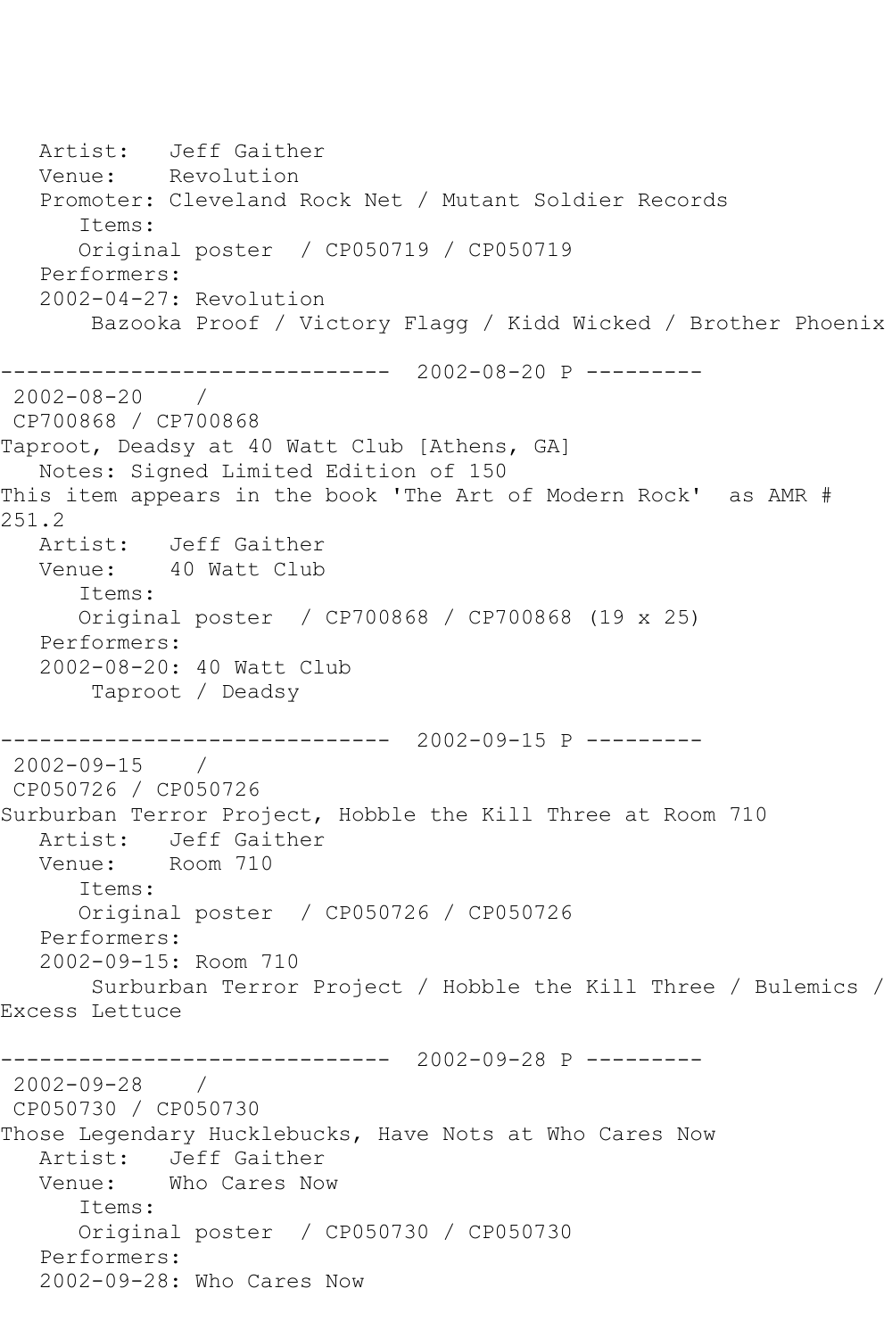Artist: Jeff Gaither
Venue: Revolution
Promoter: Cleveland Rock Net / Mutant Soldier Records
Items:
Original poster / CP050719 / CP050719
Performers:
2002-04-27: Revolution
Bazooka Proof / Victory Flagg / Kidd Wicked / Brother Phoenix

------------------------------ 2002-08-20 P ---------

2002-08-20 /
CP700868 / CP700868
Taproot, Deadsy at 40 Watt Club [Athens, GA]
Notes: Signed Limited Edition of 150
This item appears in the book 'The Art of Modern Rock' as AMR # 251.2
Artist: Jeff Gaither
Venue: 40 Watt Club
Items:
Original poster / CP700868 / CP700868 (19 x 25)
Performers:
2002-08-20: 40 Watt Club
Taproot / Deadsy

------------------------------ 2002-09-15 P ---------

2002-09-15 /
CP050726 / CP050726
Surburban Terror Project, Hobble the Kill Three at Room 710
Artist: Jeff Gaither
Venue: Room 710
Items:
Original poster / CP050726 / CP050726
Performers:
2002-09-15: Room 710
Surburban Terror Project / Hobble the Kill Three / Bulemics / Excess Lettuce

------------------------------ 2002-09-28 P ---------

2002-09-28 /
CP050730 / CP050730
Those Legendary Hucklebucks, Have Nots at Who Cares Now
Artist: Jeff Gaither
Venue: Who Cares Now
Items:
Original poster / CP050730 / CP050730
Performers:
2002-09-28: Who Cares Now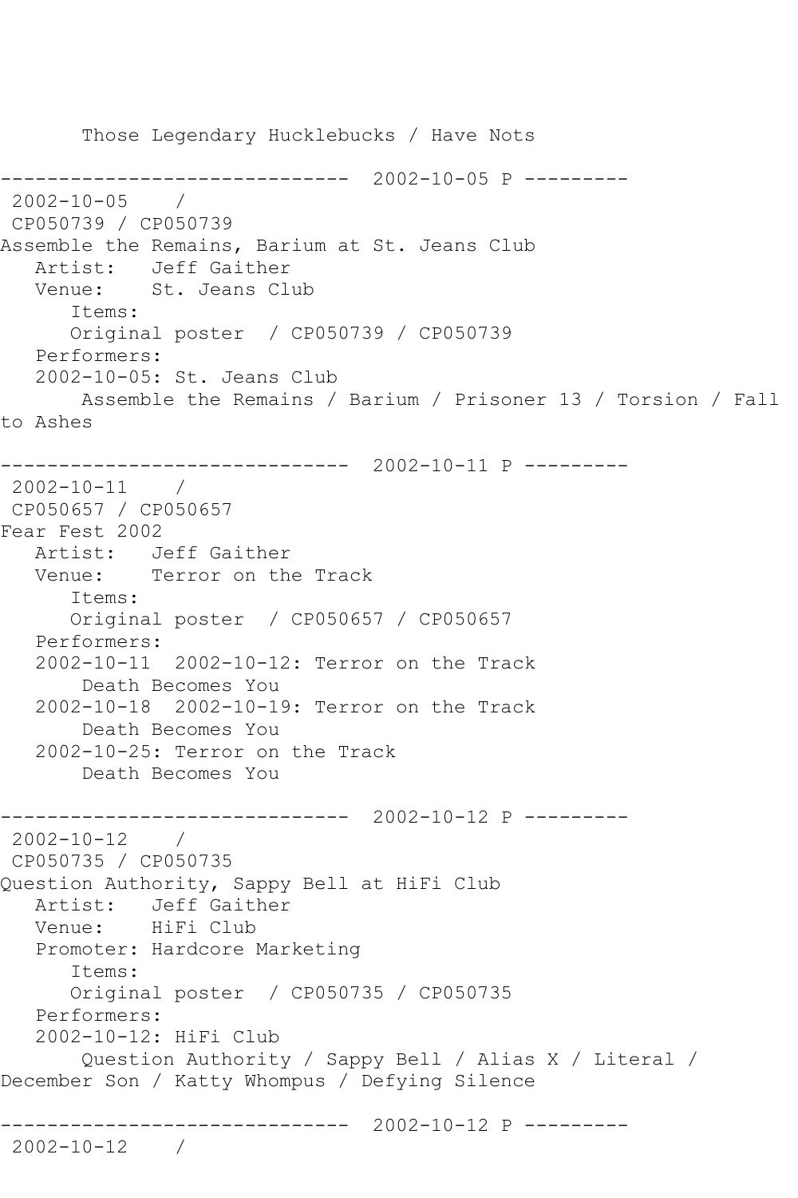```
       Those Legendary Hucklebucks / Have Nots

------------------------------  2002-10-05 P ---------
 2002-10-05    / 
 CP050739 / CP050739
Assemble the Remains, Barium at St. Jeans Club
   Artist:   Jeff Gaither
   Venue:    St. Jeans Club
      Items:
      Original poster  / CP050739 / CP050739
   Performers:
   2002-10-05: St. Jeans Club
       Assemble the Remains / Barium / Prisoner 13 / Torsion / Fall 
to Ashes

------------------------------  2002-10-11 P ---------
 2002-10-11    / 
 CP050657 / CP050657
Fear Fest 2002
   Artist:   Jeff Gaither
   Venue:    Terror on the Track
      Items:
      Original poster  / CP050657 / CP050657
   Performers:
   2002-10-11  2002-10-12: Terror on the Track
       Death Becomes You
   2002-10-18  2002-10-19: Terror on the Track
       Death Becomes You
   2002-10-25: Terror on the Track
       Death Becomes You

------------------------------  2002-10-12 P ---------
 2002-10-12    / 
 CP050735 / CP050735
Question Authority, Sappy Bell at HiFi Club
   Artist:   Jeff Gaither
   Venue:    HiFi Club
   Promoter: Hardcore Marketing
      Items:
      Original poster  / CP050735 / CP050735
   Performers:
   2002-10-12: HiFi Club
       Question Authority / Sappy Bell / Alias X / Literal / 
December Son / Katty Whompus / Defying Silence

------------------------------  2002-10-12 P ---------
 2002-10-12    / 
```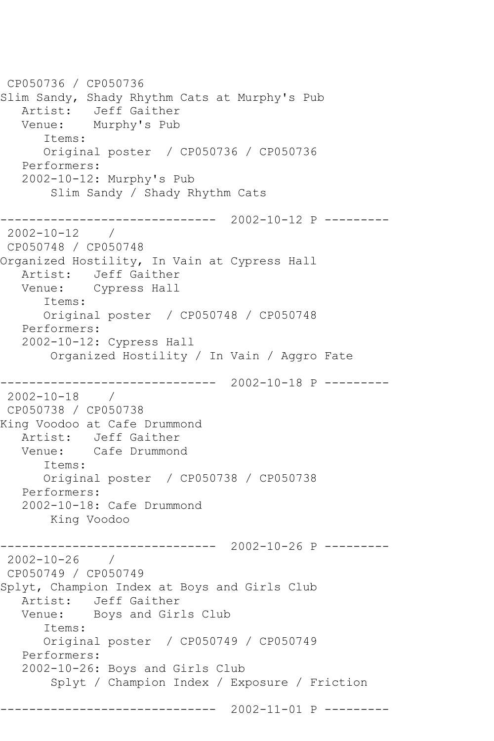CP050736 / CP050736
Slim Sandy, Shady Rhythm Cats at Murphy's Pub
   Artist:   Jeff Gaither
   Venue:    Murphy's Pub
      Items:
      Original poster  / CP050736 / CP050736
   Performers:
   2002-10-12: Murphy's Pub
       Slim Sandy / Shady Rhythm Cats

------------------------------  2002-10-12 P ---------
 2002-10-12    /
 CP050748 / CP050748
Organized Hostility, In Vain at Cypress Hall
   Artist:   Jeff Gaither
   Venue:    Cypress Hall
      Items:
      Original poster  / CP050748 / CP050748
   Performers:
   2002-10-12: Cypress Hall
       Organized Hostility / In Vain / Aggro Fate

------------------------------  2002-10-18 P ---------
 2002-10-18    /
 CP050738 / CP050738
King Voodoo at Cafe Drummond
   Artist:   Jeff Gaither
   Venue:    Cafe Drummond
      Items:
      Original poster  / CP050738 / CP050738
   Performers:
   2002-10-18: Cafe Drummond
       King Voodoo

------------------------------  2002-10-26 P ---------
 2002-10-26    /
 CP050749 / CP050749
Splyt, Champion Index at Boys and Girls Club
   Artist:   Jeff Gaither
   Venue:    Boys and Girls Club
      Items:
      Original poster  / CP050749 / CP050749
   Performers:
   2002-10-26: Boys and Girls Club
       Splyt / Champion Index / Exposure / Friction

------------------------------  2002-11-01 P ---------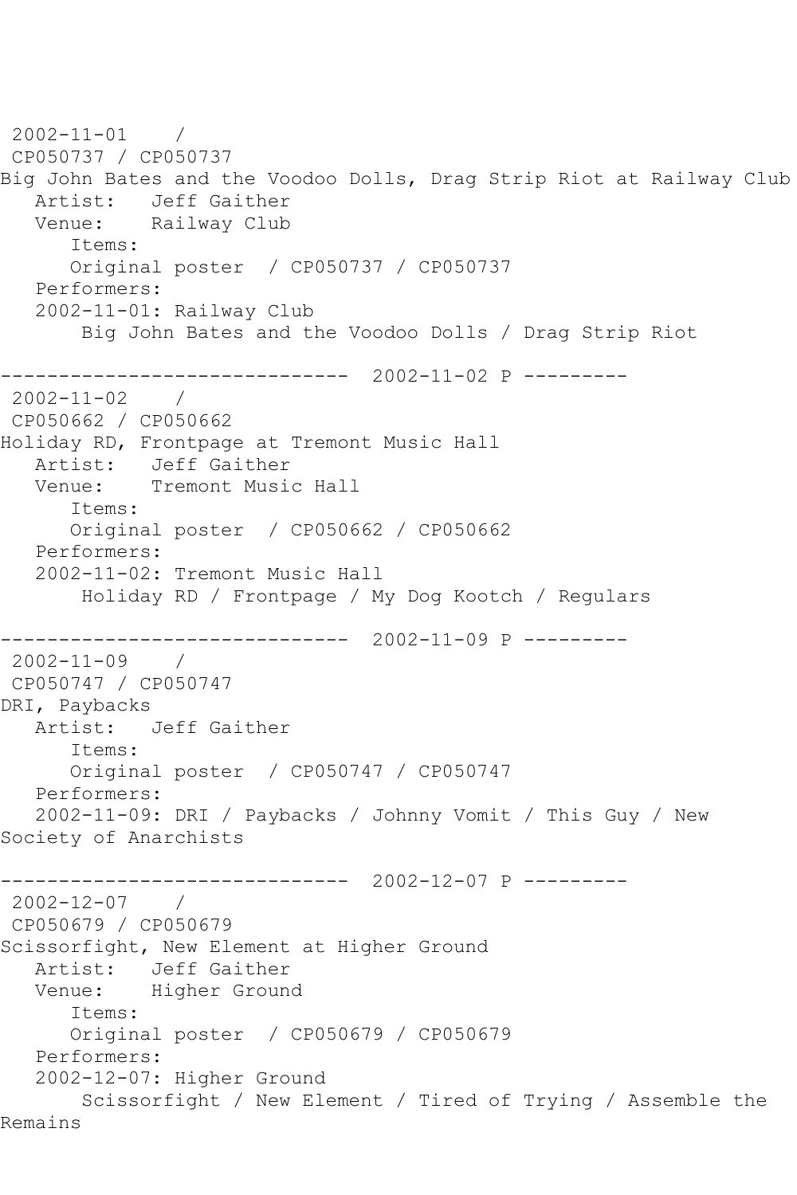2002-11-01 /
CP050737 / CP050737
Big John Bates and the Voodoo Dolls, Drag Strip Riot at Railway Club
Artist: Jeff Gaither
Venue: Railway Club
Items:
Original poster / CP050737 / CP050737
Performers:
2002-11-01: Railway Club
Big John Bates and the Voodoo Dolls / Drag Strip Riot

------------------------------ 2002-11-02 P ---------
2002-11-02 /
CP050662 / CP050662
Holiday RD, Frontpage at Tremont Music Hall
Artist: Jeff Gaither
Venue: Tremont Music Hall
Items:
Original poster / CP050662 / CP050662
Performers:
2002-11-02: Tremont Music Hall
Holiday RD / Frontpage / My Dog Kootch / Regulars

------------------------------ 2002-11-09 P ---------
2002-11-09 /
CP050747 / CP050747
DRI, Paybacks
Artist: Jeff Gaither
Items:
Original poster / CP050747 / CP050747
Performers:
2002-11-09: DRI / Paybacks / Johnny Vomit / This Guy / New Society of Anarchists

------------------------------ 2002-12-07 P ---------
2002-12-07 /
CP050679 / CP050679
Scissorfight, New Element at Higher Ground
Artist: Jeff Gaither
Venue: Higher Ground
Items:
Original poster / CP050679 / CP050679
Performers:
2002-12-07: Higher Ground
Scissorfight / New Element / Tired of Trying / Assemble the Remains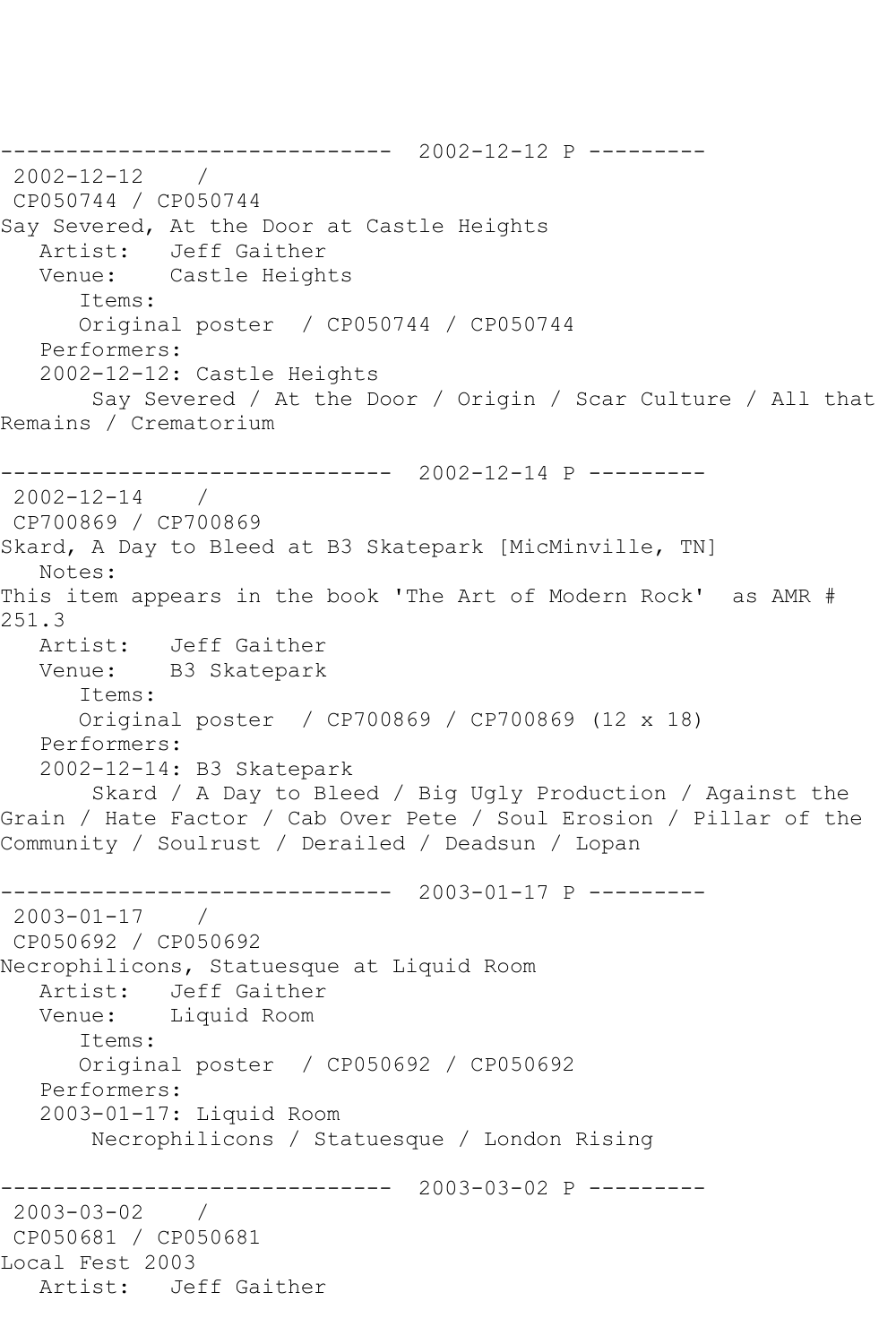------------------------------ 2002-12-12 P ---------
2002-12-12 /
CP050744 / CP050744
Say Severed, At the Door at Castle Heights
Artist: Jeff Gaither
Venue: Castle Heights
Items:
Original poster / CP050744 / CP050744
Performers:
2002-12-12: Castle Heights
Say Severed / At the Door / Origin / Scar Culture / All that Remains / Crematorium

------------------------------ 2002-12-14 P ---------
2002-12-14 /
CP700869 / CP700869
Skard, A Day to Bleed at B3 Skatepark [MicMinville, TN]
Notes:
This item appears in the book 'The Art of Modern Rock' as AMR # 251.3
Artist: Jeff Gaither
Venue: B3 Skatepark
Items:
Original poster / CP700869 / CP700869 (12 x 18)
Performers:
2002-12-14: B3 Skatepark
Skard / A Day to Bleed / Big Ugly Production / Against the Grain / Hate Factor / Cab Over Pete / Soul Erosion / Pillar of the Community / Soulrust / Derailed / Deadsun / Lopan

------------------------------ 2003-01-17 P ---------
2003-01-17 /
CP050692 / CP050692
Necrophilicons, Statuesque at Liquid Room
Artist: Jeff Gaither
Venue: Liquid Room
Items:
Original poster / CP050692 / CP050692
Performers:
2003-01-17: Liquid Room
Necrophilicons / Statuesque / London Rising

------------------------------ 2003-03-02 P ---------
2003-03-02 /
CP050681 / CP050681
Local Fest 2003
Artist: Jeff Gaither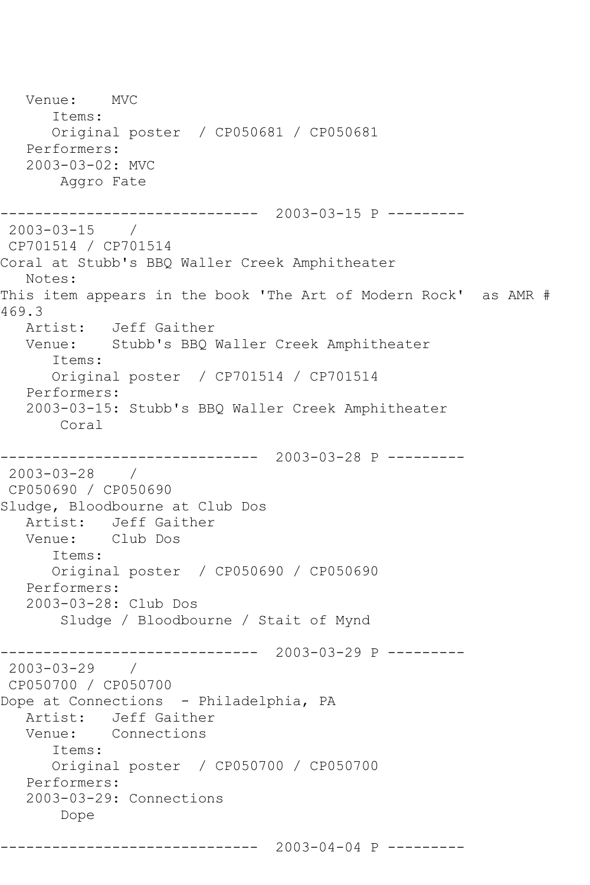```
   Venue:    MVC
      Items:
      Original poster  / CP050681 / CP050681
   Performers:
   2003-03-02: MVC
       Aggro Fate

------------------------------  2003-03-15 P ---------
 2003-03-15    /
 CP701514 / CP701514
Coral at Stubb's BBQ Waller Creek Amphitheater
   Notes:
This item appears in the book 'The Art of Modern Rock'  as AMR #
469.3
   Artist:   Jeff Gaither
   Venue:    Stubb's BBQ Waller Creek Amphitheater
      Items:
      Original poster  / CP701514 / CP701514
   Performers:
   2003-03-15: Stubb's BBQ Waller Creek Amphitheater
       Coral

------------------------------  2003-03-28 P ---------
 2003-03-28    /
 CP050690 / CP050690
Sludge, Bloodbourne at Club Dos
   Artist:   Jeff Gaither
   Venue:    Club Dos
      Items:
      Original poster  / CP050690 / CP050690
   Performers:
   2003-03-28: Club Dos
       Sludge / Bloodbourne / Stait of Mynd

------------------------------  2003-03-29 P ---------
 2003-03-29    /
 CP050700 / CP050700
Dope at Connections  - Philadelphia, PA
   Artist:   Jeff Gaither
   Venue:    Connections
      Items:
      Original poster  / CP050700 / CP050700
   Performers:
   2003-03-29: Connections
       Dope

------------------------------  2003-04-04 P ---------
```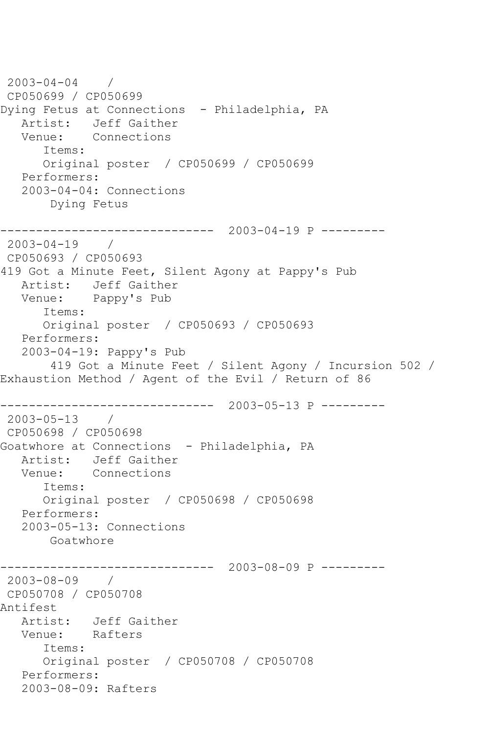2003-04-04 /
CP050699 / CP050699
Dying Fetus at Connections - Philadelphia, PA
Artist: Jeff Gaither
Venue: Connections
Items:
Original poster / CP050699 / CP050699
Performers:
2003-04-04: Connections
Dying Fetus

------------------------------ 2003-04-19 P ---------

2003-04-19 /
CP050693 / CP050693
419 Got a Minute Feet, Silent Agony at Pappy's Pub
Artist: Jeff Gaither
Venue: Pappy's Pub
Items:
Original poster / CP050693 / CP050693
Performers:
2003-04-19: Pappy's Pub
419 Got a Minute Feet / Silent Agony / Incursion 502 / Exhaustion Method / Agent of the Evil / Return of 86

------------------------------ 2003-05-13 P ---------

2003-05-13 /
CP050698 / CP050698
Goatwhore at Connections - Philadelphia, PA
Artist: Jeff Gaither
Venue: Connections
Items:
Original poster / CP050698 / CP050698
Performers:
2003-05-13: Connections
Goatwhore

------------------------------ 2003-08-09 P ---------

2003-08-09 /
CP050708 / CP050708
Antifest
Artist: Jeff Gaither
Venue: Rafters
Items:
Original poster / CP050708 / CP050708
Performers:
2003-08-09: Rafters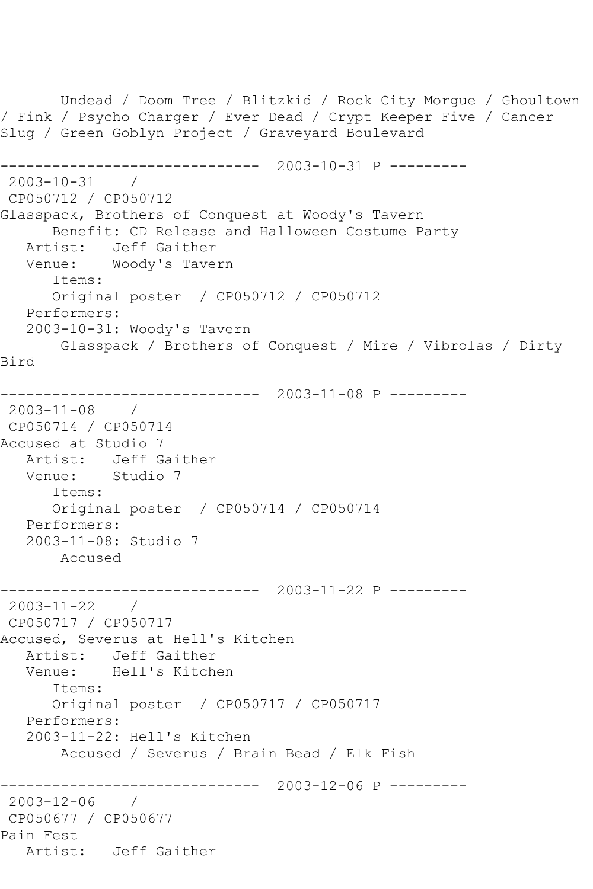Undead / Doom Tree / Blitzkid / Rock City Morgue / Ghoultown / Fink / Psycho Charger / Ever Dead / Crypt Keeper Five / Cancer Slug / Green Goblyn Project / Graveyard Boulevard

------------------------------ 2003-10-31 P ---------

2003-10-31 /
CP050712 / CP050712
Glasspack, Brothers of Conquest at Woody's Tavern
Benefit: CD Release and Halloween Costume Party
Artist: Jeff Gaither
Venue: Woody's Tavern
Items:
Original poster / CP050712 / CP050712
Performers:
2003-10-31: Woody's Tavern
Glasspack / Brothers of Conquest / Mire / Vibrolas / Dirty Bird

------------------------------ 2003-11-08 P ---------

2003-11-08 /
CP050714 / CP050714
Accused at Studio 7
Artist: Jeff Gaither
Venue: Studio 7
Items:
Original poster / CP050714 / CP050714
Performers:
2003-11-08: Studio 7
Accused

------------------------------ 2003-11-22 P ---------

2003-11-22 /
CP050717 / CP050717
Accused, Severus at Hell's Kitchen
Artist: Jeff Gaither
Venue: Hell's Kitchen
Items:
Original poster / CP050717 / CP050717
Performers:
2003-11-22: Hell's Kitchen
Accused / Severus / Brain Bead / Elk Fish

------------------------------ 2003-12-06 P ---------

2003-12-06 /
CP050677 / CP050677
Pain Fest
Artist: Jeff Gaither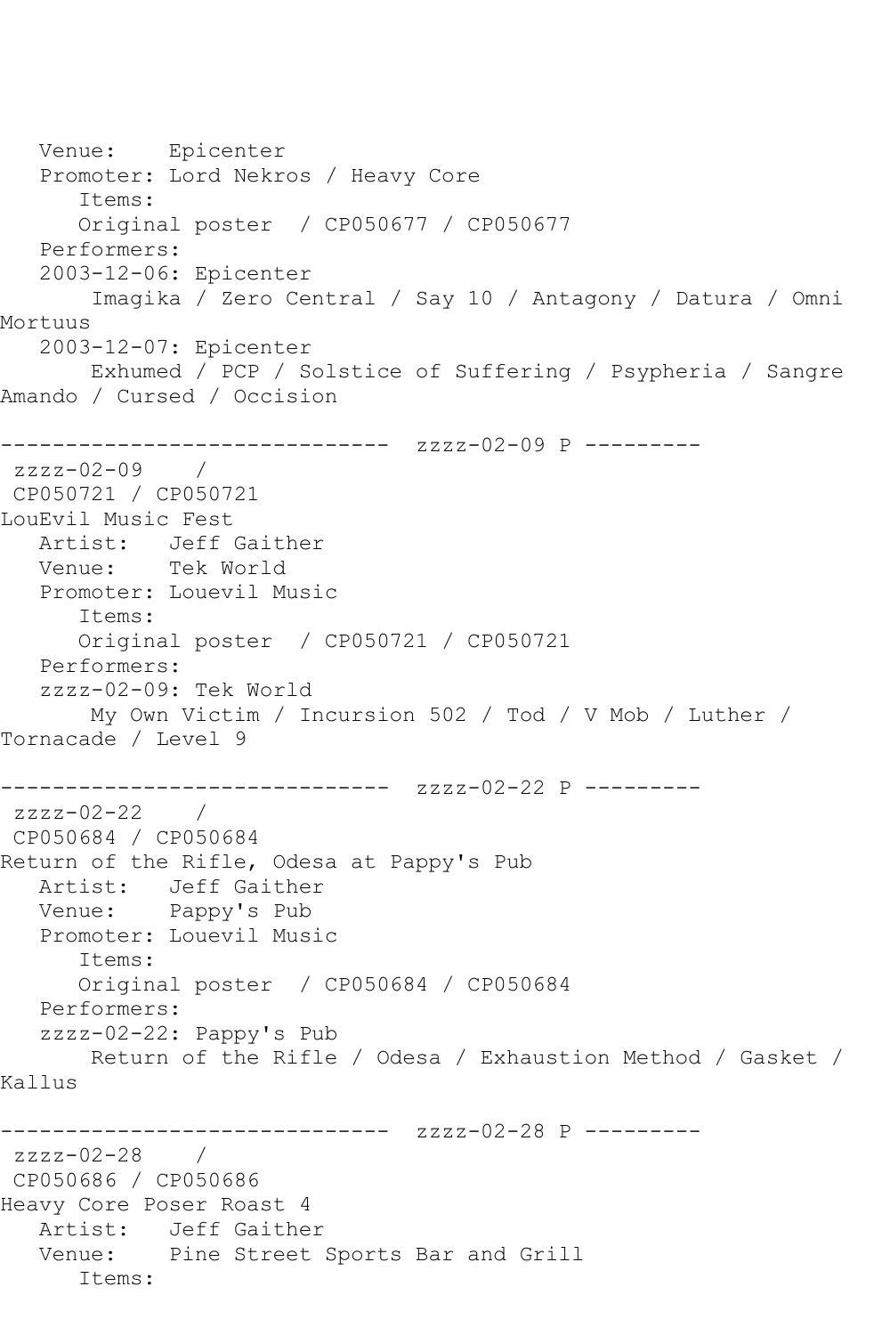```
   Venue:    Epicenter
   Promoter: Lord Nekros / Heavy Core
      Items:
      Original poster  / CP050677 / CP050677
   Performers:
   2003-12-06: Epicenter
       Imagika / Zero Central / Say 10 / Antagony / Datura / Omni
Mortuus
   2003-12-07: Epicenter
       Exhumed / PCP / Solstice of Suffering / Psypheria / Sangre
Amando / Cursed / Occision

------------------------------  zzzz-02-09 P ---------
 zzzz-02-09    /
 CP050721 / CP050721
LouEvil Music Fest
   Artist:   Jeff Gaither
   Venue:    Tek World
   Promoter: Louevil Music
      Items:
      Original poster  / CP050721 / CP050721
   Performers:
   zzzz-02-09: Tek World
       My Own Victim / Incursion 502 / Tod / V Mob / Luther /
Tornacade / Level 9

------------------------------  zzzz-02-22 P ---------
 zzzz-02-22    /
 CP050684 / CP050684
Return of the Rifle, Odesa at Pappy's Pub
   Artist:   Jeff Gaither
   Venue:    Pappy's Pub
   Promoter: Louevil Music
      Items:
      Original poster  / CP050684 / CP050684
   Performers:
   zzzz-02-22: Pappy's Pub
       Return of the Rifle / Odesa / Exhaustion Method / Gasket /
Kallus

------------------------------  zzzz-02-28 P ---------
 zzzz-02-28    /
 CP050686 / CP050686
Heavy Core Poser Roast 4
   Artist:   Jeff Gaither
   Venue:    Pine Street Sports Bar and Grill
      Items:
```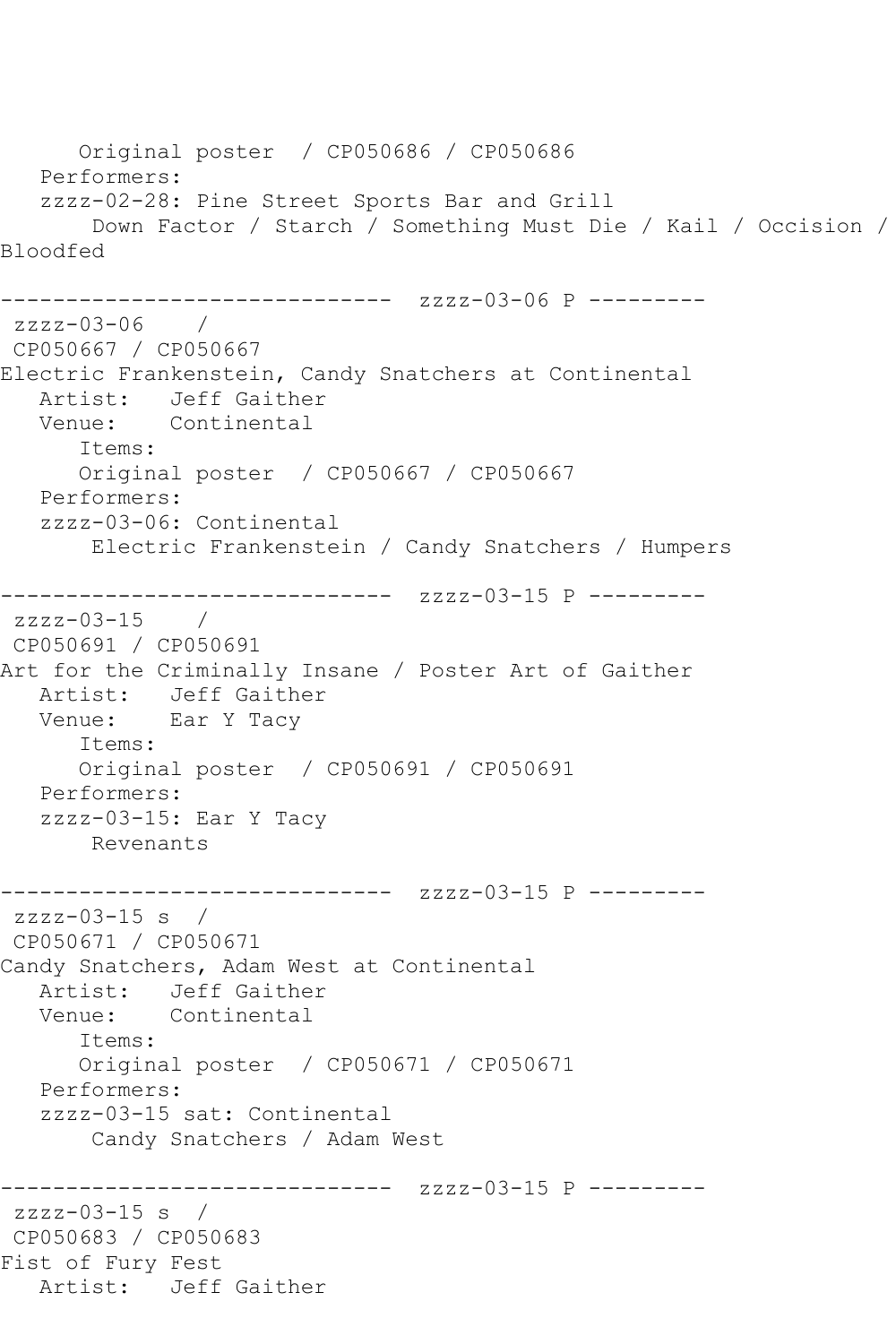```
      Original poster  / CP050686 / CP050686
   Performers:
   zzzz-02-28: Pine Street Sports Bar and Grill
       Down Factor / Starch / Something Must Die / Kail / Occision /
Bloodfed

------------------------------  zzzz-03-06 P ---------
 zzzz-03-06    /
 CP050667 / CP050667
Electric Frankenstein, Candy Snatchers at Continental
   Artist:   Jeff Gaither
   Venue:    Continental
      Items:
      Original poster  / CP050667 / CP050667
   Performers:
   zzzz-03-06: Continental
       Electric Frankenstein / Candy Snatchers / Humpers

------------------------------  zzzz-03-15 P ---------
 zzzz-03-15    /
 CP050691 / CP050691
Art for the Criminally Insane / Poster Art of Gaither
   Artist:   Jeff Gaither
   Venue:    Ear Y Tacy
      Items:
      Original poster  / CP050691 / CP050691
   Performers:
   zzzz-03-15: Ear Y Tacy
       Revenants

------------------------------  zzzz-03-15 P ---------
 zzzz-03-15 s  /
 CP050671 / CP050671
Candy Snatchers, Adam West at Continental
   Artist:   Jeff Gaither
   Venue:    Continental
      Items:
      Original poster  / CP050671 / CP050671
   Performers:
   zzzz-03-15 sat: Continental
       Candy Snatchers / Adam West

------------------------------  zzzz-03-15 P ---------
 zzzz-03-15 s  /
 CP050683 / CP050683
Fist of Fury Fest
   Artist:   Jeff Gaither
```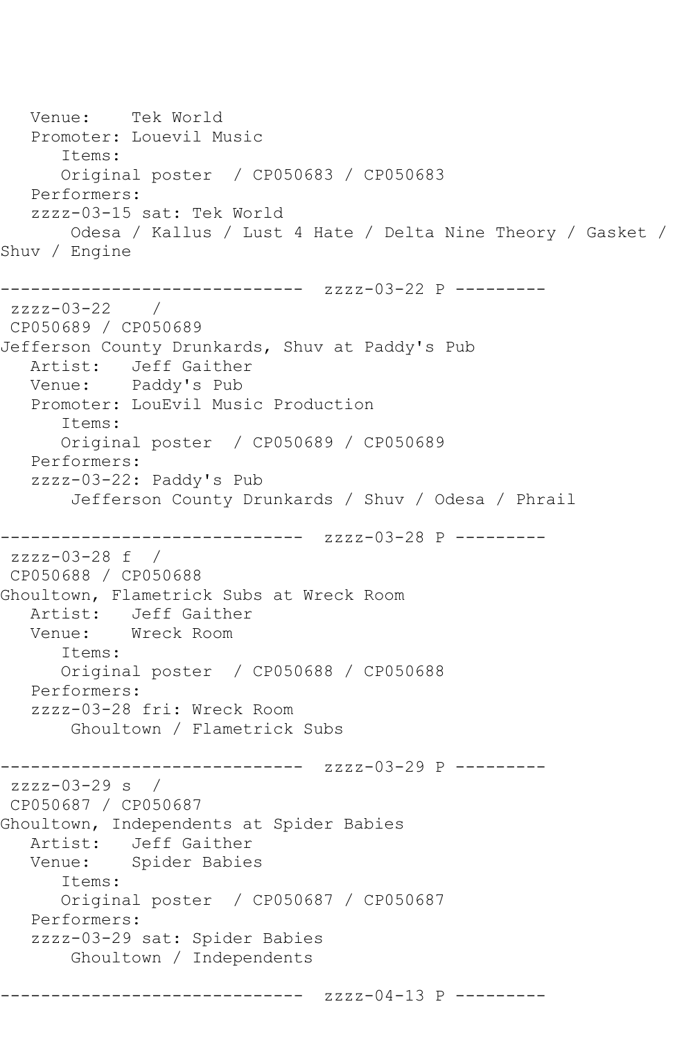```
   Venue:    Tek World
   Promoter: Louevil Music
      Items:
      Original poster  / CP050683 / CP050683
   Performers:
   zzzz-03-15 sat: Tek World
       Odesa / Kallus / Lust 4 Hate / Delta Nine Theory / Gasket /
Shuv / Engine

------------------------------  zzzz-03-22 P ---------
 zzzz-03-22    /
 CP050689 / CP050689
Jefferson County Drunkards, Shuv at Paddy's Pub
   Artist:   Jeff Gaither
   Venue:    Paddy's Pub
   Promoter: LouEvil Music Production
      Items:
      Original poster  / CP050689 / CP050689
   Performers:
   zzzz-03-22: Paddy's Pub
       Jefferson County Drunkards / Shuv / Odesa / Phrail

------------------------------  zzzz-03-28 P ---------
 zzzz-03-28 f  /
 CP050688 / CP050688
Ghoultown, Flametrick Subs at Wreck Room
   Artist:   Jeff Gaither
   Venue:    Wreck Room
      Items:
      Original poster  / CP050688 / CP050688
   Performers:
   zzzz-03-28 fri: Wreck Room
       Ghoultown / Flametrick Subs

------------------------------  zzzz-03-29 P ---------
 zzzz-03-29 s  /
 CP050687 / CP050687
Ghoultown, Independents at Spider Babies
   Artist:   Jeff Gaither
   Venue:    Spider Babies
      Items:
      Original poster  / CP050687 / CP050687
   Performers:
   zzzz-03-29 sat: Spider Babies
       Ghoultown / Independents

------------------------------  zzzz-04-13 P ---------
```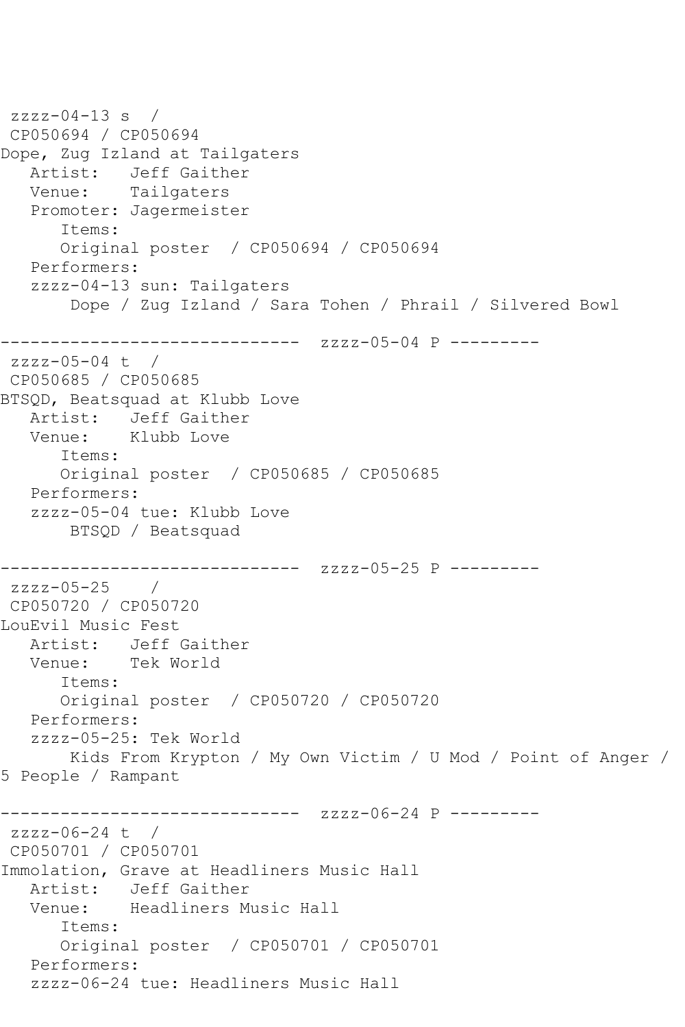zzzz-04-13 s  /
CP050694 / CP050694
Dope, Zug Izland at Tailgaters
   Artist:   Jeff Gaither
   Venue:    Tailgaters
   Promoter: Jagermeister
      Items:
      Original poster  / CP050694 / CP050694
   Performers:
   zzzz-04-13 sun: Tailgaters
       Dope / Zug Izland / Sara Tohen / Phrail / Silvered Bowl

------------------------------  zzzz-05-04 P ---------
zzzz-05-04 t  /
CP050685 / CP050685
BTSQD, Beatsquad at Klubb Love
   Artist:   Jeff Gaither
   Venue:    Klubb Love
      Items:
      Original poster  / CP050685 / CP050685
   Performers:
   zzzz-05-04 tue: Klubb Love
       BTSQD / Beatsquad

------------------------------  zzzz-05-25 P ---------
zzzz-05-25    /
CP050720 / CP050720
LouEvil Music Fest
   Artist:   Jeff Gaither
   Venue:    Tek World
      Items:
      Original poster  / CP050720 / CP050720
   Performers:
   zzzz-05-25: Tek World
       Kids From Krypton / My Own Victim / U Mod / Point of Anger /
5 People / Rampant

------------------------------  zzzz-06-24 P ---------
zzzz-06-24 t  /
CP050701 / CP050701
Immolation, Grave at Headliners Music Hall
   Artist:   Jeff Gaither
   Venue:    Headliners Music Hall
      Items:
      Original poster  / CP050701 / CP050701
   Performers:
   zzzz-06-24 tue: Headliners Music Hall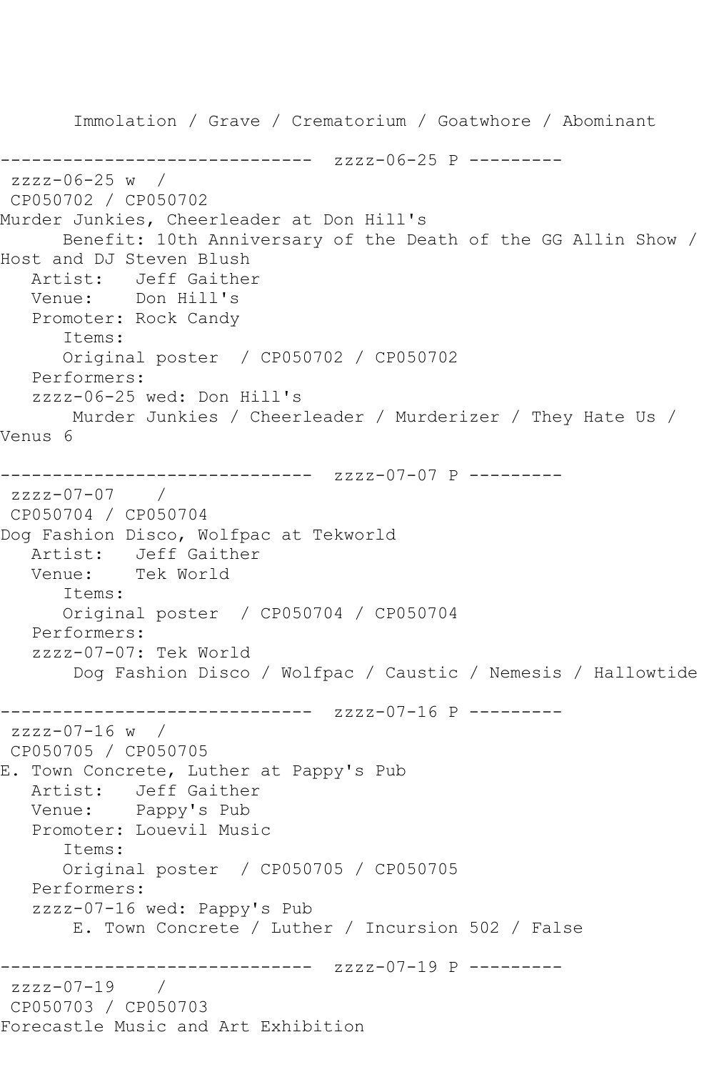Immolation / Grave / Crematorium / Goatwhore / Abominant

------------------------------ zzzz-06-25 P ---------

zzzz-06-25 w /
CP050702 / CP050702
Murder Junkies, Cheerleader at Don Hill's
Benefit: 10th Anniversary of the Death of the GG Allin Show / Host and DJ Steven Blush
Artist: Jeff Gaither
Venue: Don Hill's
Promoter: Rock Candy
Items:
Original poster / CP050702 / CP050702
Performers:
zzzz-06-25 wed: Don Hill's
Murder Junkies / Cheerleader / Murderizer / They Hate Us / Venus 6

------------------------------ zzzz-07-07 P ---------

zzzz-07-07 /
CP050704 / CP050704
Dog Fashion Disco, Wolfpac at Tekworld
Artist: Jeff Gaither
Venue: Tek World
Items:
Original poster / CP050704 / CP050704
Performers:
zzzz-07-07: Tek World
Dog Fashion Disco / Wolfpac / Caustic / Nemesis / Hallowtide

------------------------------ zzzz-07-16 P ---------

zzzz-07-16 w /
CP050705 / CP050705
E. Town Concrete, Luther at Pappy's Pub
Artist: Jeff Gaither
Venue: Pappy's Pub
Promoter: Louevil Music
Items:
Original poster / CP050705 / CP050705
Performers:
zzzz-07-16 wed: Pappy's Pub
E. Town Concrete / Luther / Incursion 502 / False

------------------------------ zzzz-07-19 P ---------

zzzz-07-19 /
CP050703 / CP050703
Forecastle Music and Art Exhibition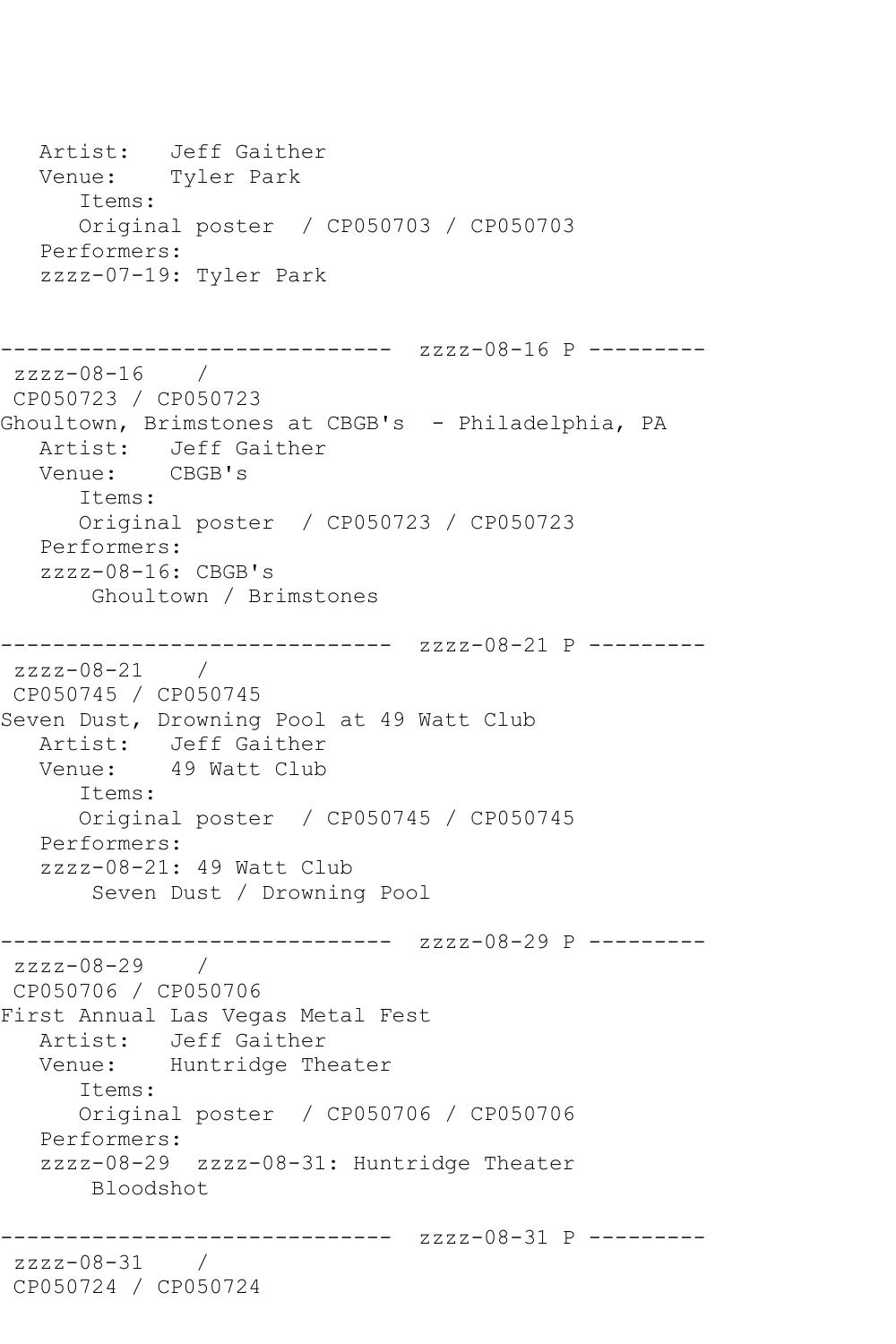```
   Artist:   Jeff Gaither
   Venue:    Tyler Park
      Items:
      Original poster  / CP050703 / CP050703
   Performers:
   zzzz-07-19: Tyler Park


------------------------------  zzzz-08-16 P ---------
 zzzz-08-16    /
 CP050723 / CP050723
Ghoultown, Brimstones at CBGB's  - Philadelphia, PA
   Artist:   Jeff Gaither
   Venue:    CBGB's
      Items:
      Original poster  / CP050723 / CP050723
   Performers:
   zzzz-08-16: CBGB's
       Ghoultown / Brimstones

------------------------------  zzzz-08-21 P ---------
 zzzz-08-21    /
 CP050745 / CP050745
Seven Dust, Drowning Pool at 49 Watt Club
   Artist:   Jeff Gaither
   Venue:    49 Watt Club
      Items:
      Original poster  / CP050745 / CP050745
   Performers:
   zzzz-08-21: 49 Watt Club
       Seven Dust / Drowning Pool

------------------------------  zzzz-08-29 P ---------
 zzzz-08-29    /
 CP050706 / CP050706
First Annual Las Vegas Metal Fest
   Artist:   Jeff Gaither
   Venue:    Huntridge Theater
      Items:
      Original poster  / CP050706 / CP050706
   Performers:
   zzzz-08-29  zzzz-08-31: Huntridge Theater
       Bloodshot

------------------------------  zzzz-08-31 P ---------
 zzzz-08-31    /
 CP050724 / CP050724
```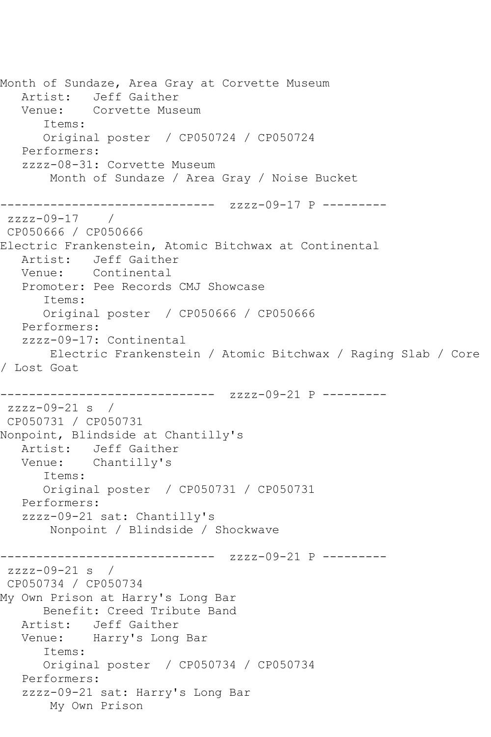Month of Sundaze, Area Gray at Corvette Museum
   Artist:   Jeff Gaither
   Venue:    Corvette Museum
      Items:
      Original poster  / CP050724 / CP050724
   Performers:
   zzzz-08-31: Corvette Museum
       Month of Sundaze / Area Gray / Noise Bucket

------------------------------  zzzz-09-17 P ---------
 zzzz-09-17    /
 CP050666 / CP050666
Electric Frankenstein, Atomic Bitchwax at Continental
   Artist:   Jeff Gaither
   Venue:    Continental
   Promoter: Pee Records CMJ Showcase
      Items:
      Original poster  / CP050666 / CP050666
   Performers:
   zzzz-09-17: Continental
       Electric Frankenstein / Atomic Bitchwax / Raging Slab / Core / Lost Goat

------------------------------  zzzz-09-21 P ---------
 zzzz-09-21 s  /
 CP050731 / CP050731
Nonpoint, Blindside at Chantilly's
   Artist:   Jeff Gaither
   Venue:    Chantilly's
      Items:
      Original poster  / CP050731 / CP050731
   Performers:
   zzzz-09-21 sat: Chantilly's
       Nonpoint / Blindside / Shockwave

------------------------------  zzzz-09-21 P ---------
 zzzz-09-21 s  /
 CP050734 / CP050734
My Own Prison at Harry's Long Bar
      Benefit: Creed Tribute Band
   Artist:   Jeff Gaither
   Venue:    Harry's Long Bar
      Items:
      Original poster  / CP050734 / CP050734
   Performers:
   zzzz-09-21 sat: Harry's Long Bar
       My Own Prison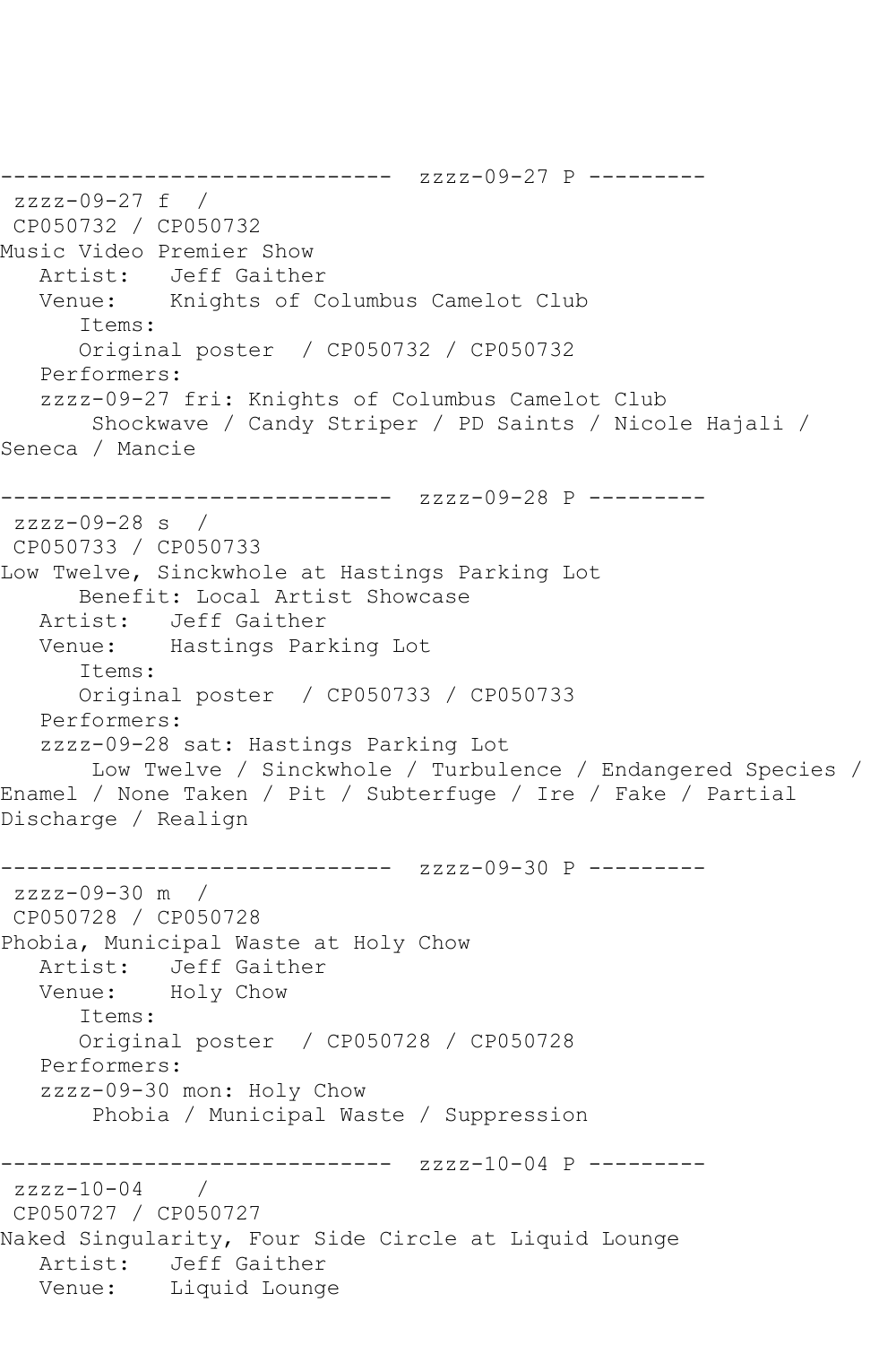------------------------------  zzzz-09-27 P ---------
 zzzz-09-27 f  /
 CP050732 / CP050732
Music Video Premier Show
   Artist:   Jeff Gaither
   Venue:    Knights of Columbus Camelot Club
      Items:
      Original poster  / CP050732 / CP050732
   Performers:
   zzzz-09-27 fri: Knights of Columbus Camelot Club
       Shockwave / Candy Striper / PD Saints / Nicole Hajali /
Seneca / Mancie

------------------------------  zzzz-09-28 P ---------
 zzzz-09-28 s  /
 CP050733 / CP050733
Low Twelve, Sinckwhole at Hastings Parking Lot
      Benefit: Local Artist Showcase
   Artist:   Jeff Gaither
   Venue:    Hastings Parking Lot
      Items:
      Original poster  / CP050733 / CP050733
   Performers:
   zzzz-09-28 sat: Hastings Parking Lot
       Low Twelve / Sinckwhole / Turbulence / Endangered Species /
Enamel / None Taken / Pit / Subterfuge / Ire / Fake / Partial
Discharge / Realign

------------------------------  zzzz-09-30 P ---------
 zzzz-09-30 m  /
 CP050728 / CP050728
Phobia, Municipal Waste at Holy Chow
   Artist:   Jeff Gaither
   Venue:    Holy Chow
      Items:
      Original poster  / CP050728 / CP050728
   Performers:
   zzzz-09-30 mon: Holy Chow
       Phobia / Municipal Waste / Suppression

------------------------------  zzzz-10-04 P ---------
 zzzz-10-04    /
 CP050727 / CP050727
Naked Singularity, Four Side Circle at Liquid Lounge
   Artist:   Jeff Gaither
   Venue:    Liquid Lounge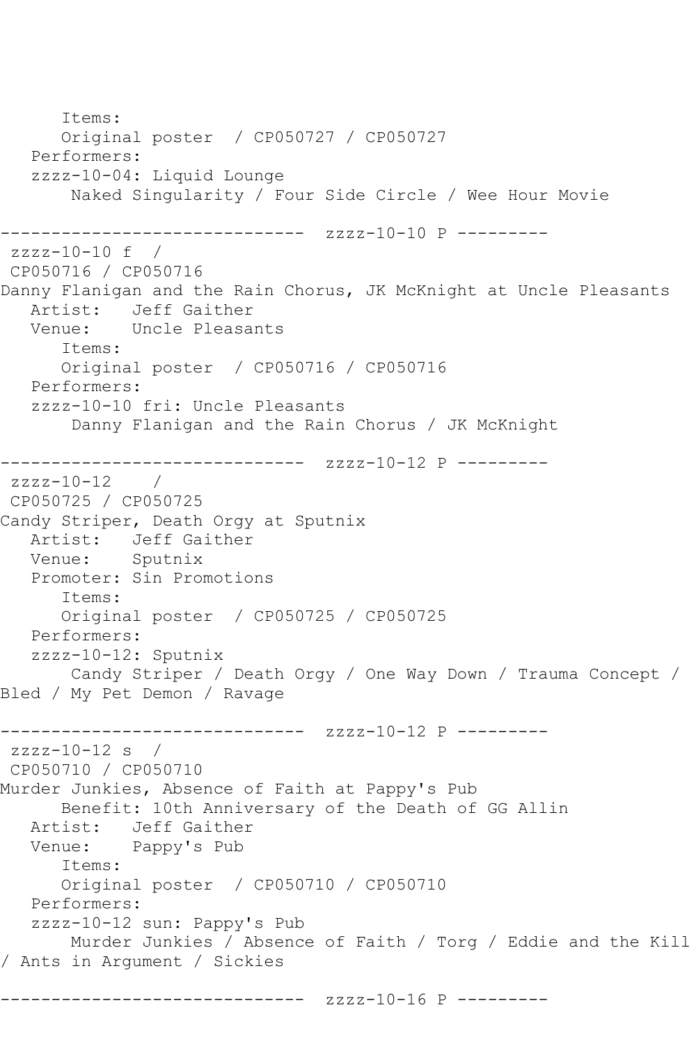```
      Items:
      Original poster  / CP050727 / CP050727
   Performers:
   zzzz-10-04: Liquid Lounge
       Naked Singularity / Four Side Circle / Wee Hour Movie

------------------------------  zzzz-10-10 P ---------
 zzzz-10-10 f  /
 CP050716 / CP050716
Danny Flanigan and the Rain Chorus, JK McKnight at Uncle Pleasants
   Artist:   Jeff Gaither
   Venue:    Uncle Pleasants
      Items:
      Original poster  / CP050716 / CP050716
   Performers:
   zzzz-10-10 fri: Uncle Pleasants
       Danny Flanigan and the Rain Chorus / JK McKnight

------------------------------  zzzz-10-12 P ---------
 zzzz-10-12    /
 CP050725 / CP050725
Candy Striper, Death Orgy at Sputnix
   Artist:   Jeff Gaither
   Venue:    Sputnix
   Promoter: Sin Promotions
      Items:
      Original poster  / CP050725 / CP050725
   Performers:
   zzzz-10-12: Sputnix
       Candy Striper / Death Orgy / One Way Down / Trauma Concept /
Bled / My Pet Demon / Ravage

------------------------------  zzzz-10-12 P ---------
 zzzz-10-12 s  /
 CP050710 / CP050710
Murder Junkies, Absence of Faith at Pappy's Pub
      Benefit: 10th Anniversary of the Death of GG Allin
   Artist:   Jeff Gaither
   Venue:    Pappy's Pub
      Items:
      Original poster  / CP050710 / CP050710
   Performers:
   zzzz-10-12 sun: Pappy's Pub
       Murder Junkies / Absence of Faith / Torg / Eddie and the Kill
/ Ants in Argument / Sickies

------------------------------  zzzz-10-16 P ---------
```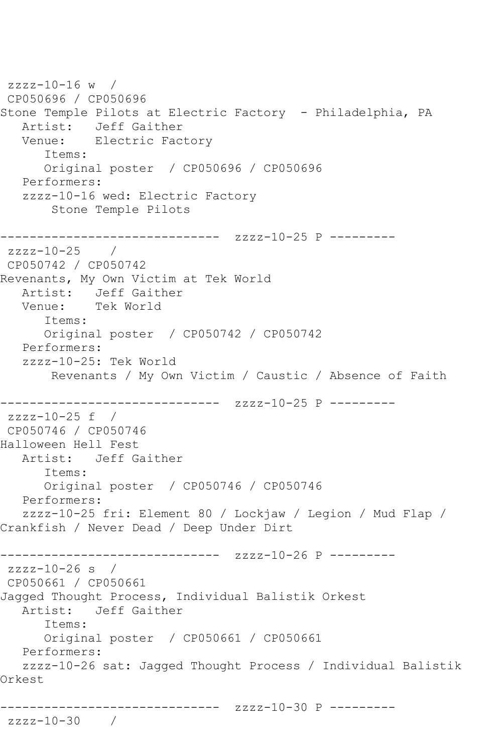```
 zzzz-10-16 w  /
 CP050696 / CP050696
Stone Temple Pilots at Electric Factory  - Philadelphia, PA
   Artist:   Jeff Gaither
   Venue:    Electric Factory
      Items:
      Original poster  / CP050696 / CP050696
   Performers:
   zzzz-10-16 wed: Electric Factory
       Stone Temple Pilots

------------------------------  zzzz-10-25 P ---------
 zzzz-10-25    /
 CP050742 / CP050742
Revenants, My Own Victim at Tek World
   Artist:   Jeff Gaither
   Venue:    Tek World
      Items:
      Original poster  / CP050742 / CP050742
   Performers:
   zzzz-10-25: Tek World
       Revenants / My Own Victim / Caustic / Absence of Faith

------------------------------  zzzz-10-25 P ---------
 zzzz-10-25 f  /
 CP050746 / CP050746
Halloween Hell Fest
   Artist:   Jeff Gaither
      Items:
      Original poster  / CP050746 / CP050746
   Performers:
   zzzz-10-25 fri: Element 80 / Lockjaw / Legion / Mud Flap /
Crankfish / Never Dead / Deep Under Dirt

------------------------------  zzzz-10-26 P ---------
 zzzz-10-26 s  /
 CP050661 / CP050661
Jagged Thought Process, Individual Balistik Orkest
   Artist:   Jeff Gaither
      Items:
      Original poster  / CP050661 / CP050661
   Performers:
   zzzz-10-26 sat: Jagged Thought Process / Individual Balistik
Orkest

------------------------------  zzzz-10-30 P ---------
 zzzz-10-30    /
```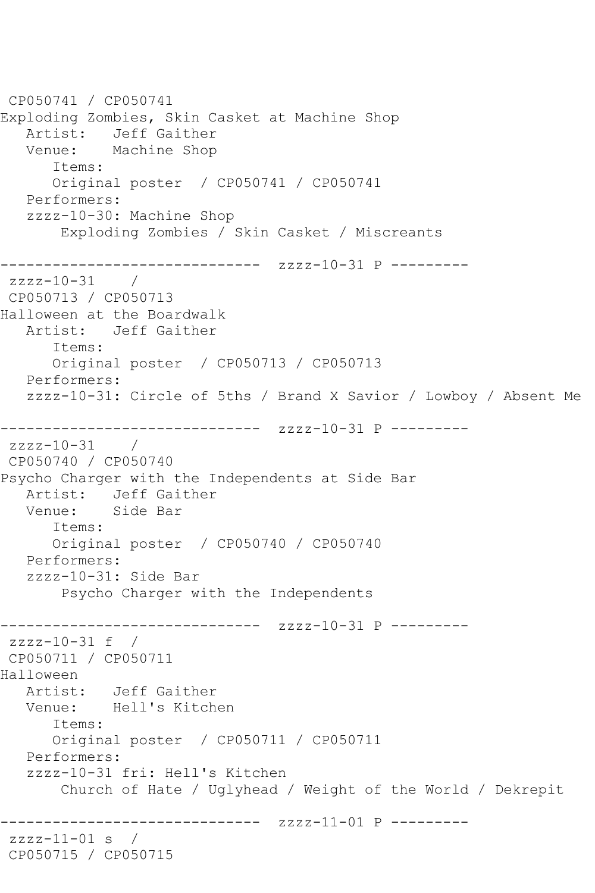```
 CP050741 / CP050741
Exploding Zombies, Skin Casket at Machine Shop
   Artist:   Jeff Gaither
   Venue:    Machine Shop
      Items:
      Original poster  / CP050741 / CP050741
   Performers:
   zzzz-10-30: Machine Shop
       Exploding Zombies / Skin Casket / Miscreants

------------------------------  zzzz-10-31 P ---------
 zzzz-10-31    /
 CP050713 / CP050713
Halloween at the Boardwalk
   Artist:   Jeff Gaither
      Items:
      Original poster  / CP050713 / CP050713
   Performers:
   zzzz-10-31: Circle of 5ths / Brand X Savior / Lowboy / Absent Me

------------------------------  zzzz-10-31 P ---------
 zzzz-10-31    /
 CP050740 / CP050740
Psycho Charger with the Independents at Side Bar
   Artist:   Jeff Gaither
   Venue:    Side Bar
      Items:
      Original poster  / CP050740 / CP050740
   Performers:
   zzzz-10-31: Side Bar
       Psycho Charger with the Independents

------------------------------  zzzz-10-31 P ---------
 zzzz-10-31 f  /
 CP050711 / CP050711
Halloween
   Artist:   Jeff Gaither
   Venue:    Hell's Kitchen
      Items:
      Original poster  / CP050711 / CP050711
   Performers:
   zzzz-10-31 fri: Hell's Kitchen
       Church of Hate / Uglyhead / Weight of the World / Dekrepit

------------------------------  zzzz-11-01 P ---------
 zzzz-11-01 s  /
 CP050715 / CP050715
```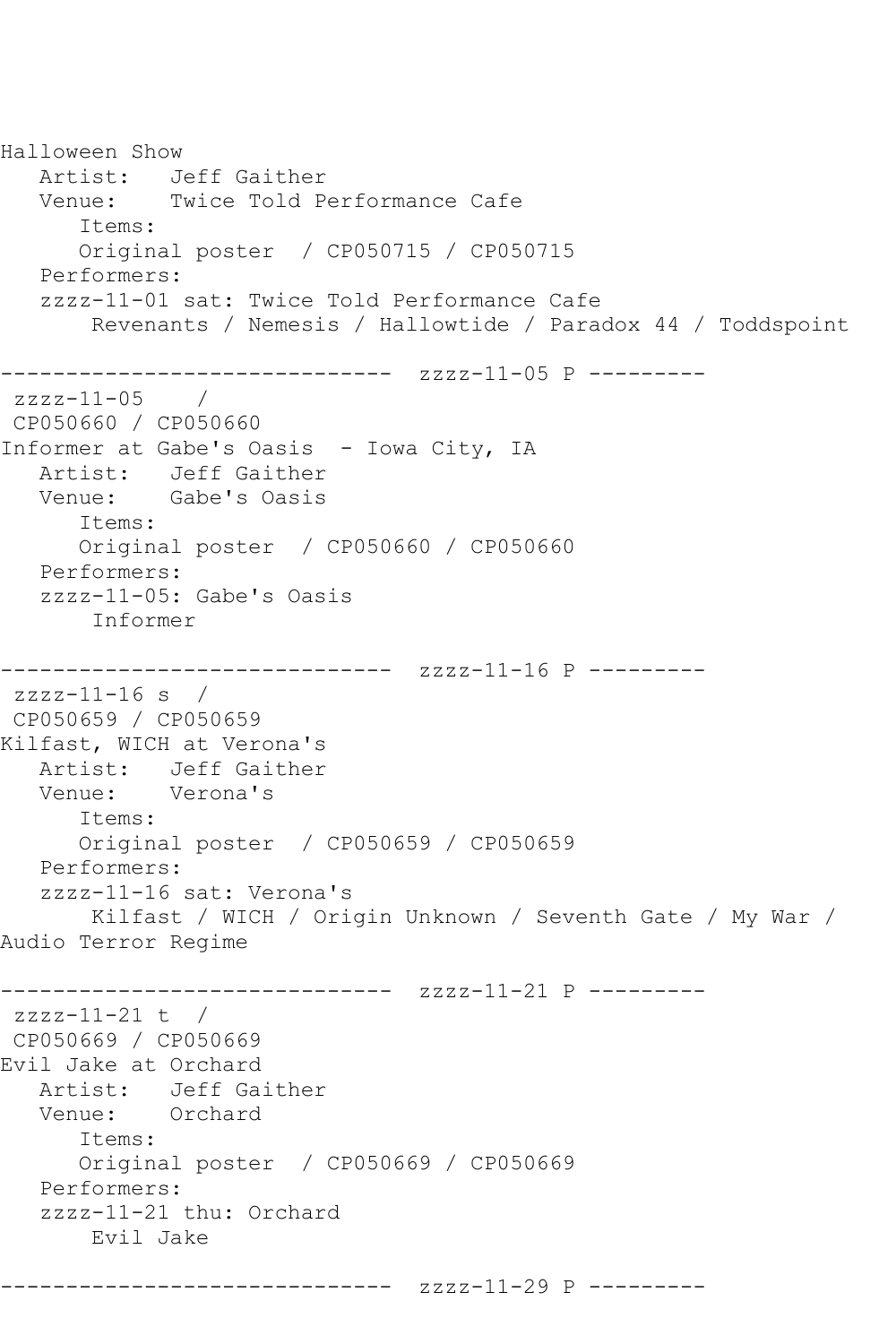Halloween Show
   Artist:   Jeff Gaither
   Venue:    Twice Told Performance Cafe
      Items:
      Original poster  / CP050715 / CP050715
   Performers:
   zzzz-11-01 sat: Twice Told Performance Cafe
       Revenants / Nemesis / Hallowtide / Paradox 44 / Toddspoint

------------------------------  zzzz-11-05 P ---------
 zzzz-11-05    /
 CP050660 / CP050660
Informer at Gabe's Oasis  - Iowa City, IA
   Artist:   Jeff Gaither
   Venue:    Gabe's Oasis
      Items:
      Original poster  / CP050660 / CP050660
   Performers:
   zzzz-11-05: Gabe's Oasis
       Informer

------------------------------  zzzz-11-16 P ---------
 zzzz-11-16 s  /
 CP050659 / CP050659
Kilfast, WICH at Verona's
   Artist:   Jeff Gaither
   Venue:    Verona's
      Items:
      Original poster  / CP050659 / CP050659
   Performers:
   zzzz-11-16 sat: Verona's
       Kilfast / WICH / Origin Unknown / Seventh Gate / My War /
Audio Terror Regime

------------------------------  zzzz-11-21 P ---------
 zzzz-11-21 t  /
 CP050669 / CP050669
Evil Jake at Orchard
   Artist:   Jeff Gaither
   Venue:    Orchard
      Items:
      Original poster  / CP050669 / CP050669
   Performers:
   zzzz-11-21 thu: Orchard
       Evil Jake

------------------------------  zzzz-11-29 P ---------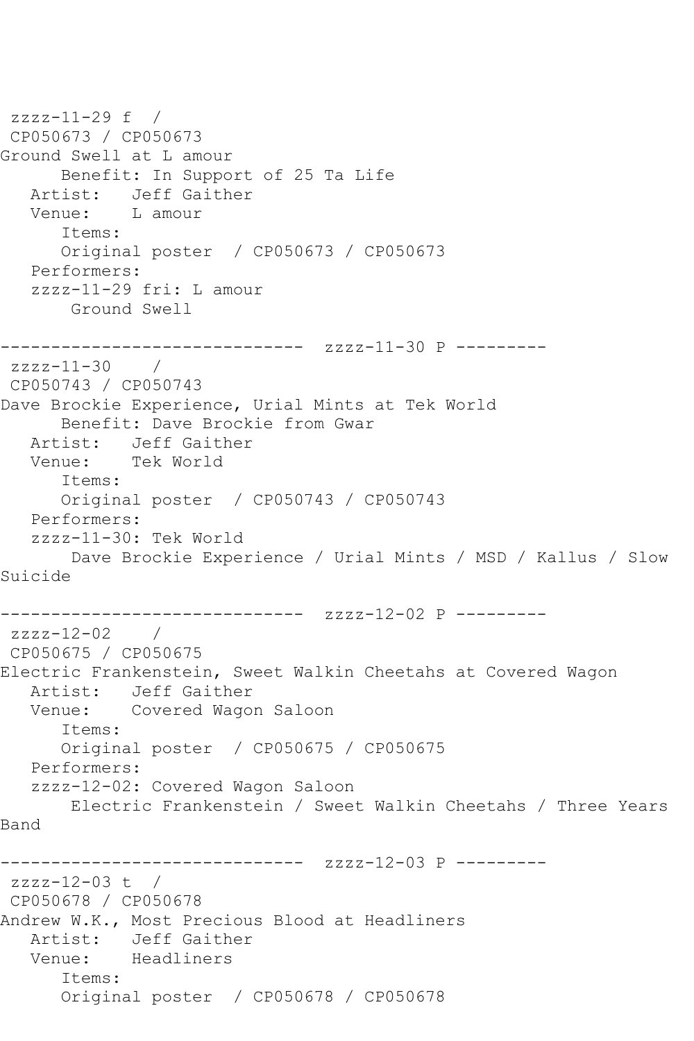zzzz-11-29 f /
CP050673 / CP050673
Ground Swell at L amour
Benefit: In Support of 25 Ta Life
Artist: Jeff Gaither
Venue: L amour
Items:
Original poster / CP050673 / CP050673
Performers:
zzzz-11-29 fri: L amour
Ground Swell

------------------------------ zzzz-11-30 P ---------
zzzz-11-30 /
CP050743 / CP050743
Dave Brockie Experience, Urial Mints at Tek World
Benefit: Dave Brockie from Gwar
Artist: Jeff Gaither
Venue: Tek World
Items:
Original poster / CP050743 / CP050743
Performers:
zzzz-11-30: Tek World
Dave Brockie Experience / Urial Mints / MSD / Kallus / Slow Suicide

------------------------------ zzzz-12-02 P ---------
zzzz-12-02 /
CP050675 / CP050675
Electric Frankenstein, Sweet Walkin Cheetahs at Covered Wagon
Artist: Jeff Gaither
Venue: Covered Wagon Saloon
Items:
Original poster / CP050675 / CP050675
Performers:
zzzz-12-02: Covered Wagon Saloon
Electric Frankenstein / Sweet Walkin Cheetahs / Three Years Band

------------------------------ zzzz-12-03 P ---------
zzzz-12-03 t /
CP050678 / CP050678
Andrew W.K., Most Precious Blood at Headliners
Artist: Jeff Gaither
Venue: Headliners
Items:
Original poster / CP050678 / CP050678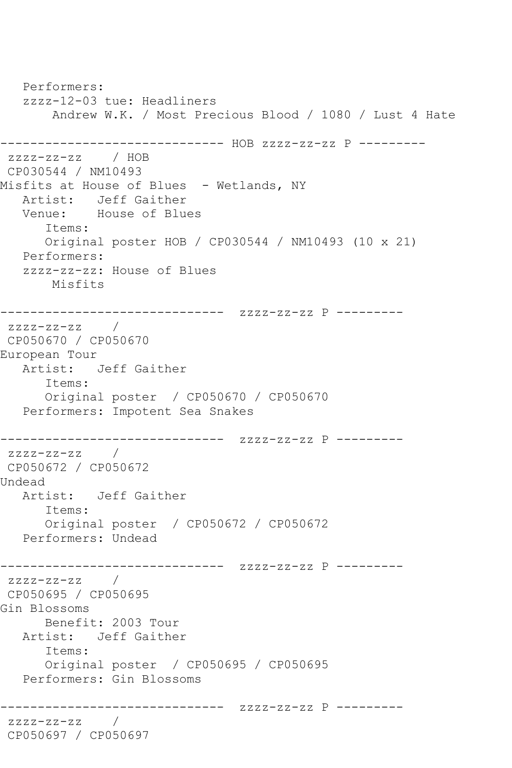```
   Performers:
   zzzz-12-03 tue: Headliners
       Andrew W.K. / Most Precious Blood / 1080 / Lust 4 Hate

------------------------------ HOB zzzz-zz-zz P ---------
 zzzz-zz-zz    / HOB
 CP030544 / NM10493
Misfits at House of Blues  - Wetlands, NY
   Artist:   Jeff Gaither
   Venue:    House of Blues
      Items:
      Original poster HOB / CP030544 / NM10493 (10 x 21)
   Performers:
   zzzz-zz-zz: House of Blues
       Misfits

------------------------------  zzzz-zz-zz P ---------
 zzzz-zz-zz    /
 CP050670 / CP050670
European Tour
   Artist:   Jeff Gaither
      Items:
      Original poster  / CP050670 / CP050670
   Performers: Impotent Sea Snakes

------------------------------  zzzz-zz-zz P ---------
 zzzz-zz-zz    /
 CP050672 / CP050672
Undead
   Artist:   Jeff Gaither
      Items:
      Original poster  / CP050672 / CP050672
   Performers: Undead

------------------------------  zzzz-zz-zz P ---------
 zzzz-zz-zz    /
 CP050695 / CP050695
Gin Blossoms
      Benefit: 2003 Tour
   Artist:   Jeff Gaither
      Items:
      Original poster  / CP050695 / CP050695
   Performers: Gin Blossoms

------------------------------  zzzz-zz-zz P ---------
 zzzz-zz-zz    /
 CP050697 / CP050697
```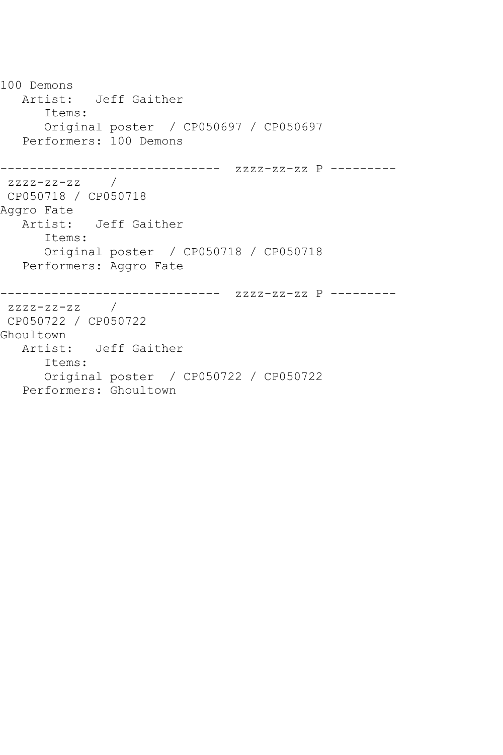100 Demons
   Artist:   Jeff Gaither
      Items:
      Original poster  / CP050697 / CP050697
   Performers: 100 Demons

------------------------------  zzzz-zz-zz P ---------
 zzzz-zz-zz    /
 CP050718 / CP050718
Aggro Fate
   Artist:   Jeff Gaither
      Items:
      Original poster  / CP050718 / CP050718
   Performers: Aggro Fate

------------------------------  zzzz-zz-zz P ---------
 zzzz-zz-zz    /
 CP050722 / CP050722
Ghoultown
   Artist:   Jeff Gaither
      Items:
      Original poster  / CP050722 / CP050722
   Performers: Ghoultown